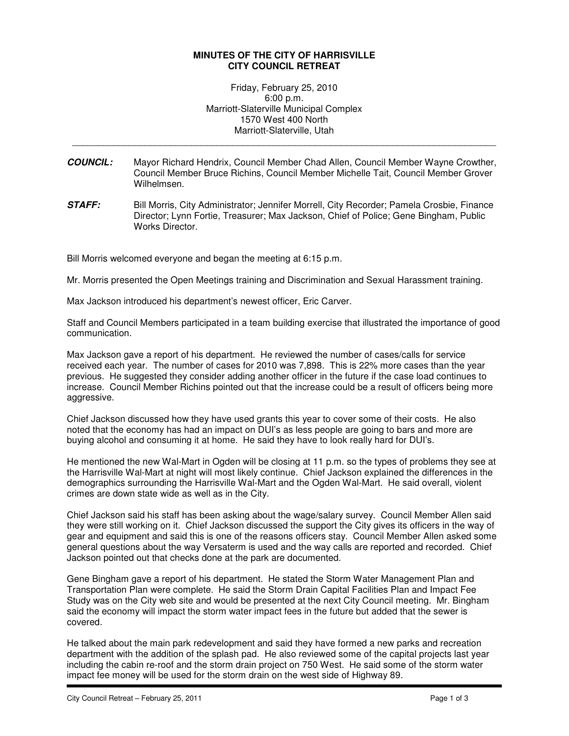# MINUTES OF THE CITY OF HARRISVILLE
# CITY COUNCIL RETREAT

Friday, February 25, 2010
6:00 p.m.
Marriott-Slaterville Municipal Complex
1570 West 400 North
Marriott-Slaterville, Utah

---

***COUNCIL:*** Mayor Richard Hendrix, Council Member Chad Allen, Council Member Wayne Crowther, Council Member Bruce Richins, Council Member Michelle Tait, Council Member Grover Wilhelmsen.

***STAFF:*** Bill Morris, City Administrator; Jennifer Morrell, City Recorder; Pamela Crosbie, Finance Director; Lynn Fortie, Treasurer; Max Jackson, Chief of Police; Gene Bingham, Public Works Director.

Bill Morris welcomed everyone and began the meeting at 6:15 p.m.

Mr. Morris presented the Open Meetings training and Discrimination and Sexual Harassment training.

Max Jackson introduced his department's newest officer, Eric Carver.

Staff and Council Members participated in a team building exercise that illustrated the importance of good communication.

Max Jackson gave a report of his department. He reviewed the number of cases/calls for service received each year. The number of cases for 2010 was 7,898. This is 22% more cases than the year previous. He suggested they consider adding another officer in the future if the case load continues to increase. Council Member Richins pointed out that the increase could be a result of officers being more aggressive.

Chief Jackson discussed how they have used grants this year to cover some of their costs. He also noted that the economy has had an impact on DUI's as less people are going to bars and more are buying alcohol and consuming it at home. He said they have to look really hard for DUI's.

He mentioned the new Wal-Mart in Ogden will be closing at 11 p.m. so the types of problems they see at the Harrisville Wal-Mart at night will most likely continue. Chief Jackson explained the differences in the demographics surrounding the Harrisville Wal-Mart and the Ogden Wal-Mart. He said overall, violent crimes are down state wide as well as in the City.

Chief Jackson said his staff has been asking about the wage/salary survey. Council Member Allen said they were still working on it. Chief Jackson discussed the support the City gives its officers in the way of gear and equipment and said this is one of the reasons officers stay. Council Member Allen asked some general questions about the way Versaterm is used and the way calls are reported and recorded. Chief Jackson pointed out that checks done at the park are documented.

Gene Bingham gave a report of his department. He stated the Storm Water Management Plan and Transportation Plan were complete. He said the Storm Drain Capital Facilities Plan and Impact Fee Study was on the City web site and would be presented at the next City Council meeting. Mr. Bingham said the economy will impact the storm water impact fees in the future but added that the sewer is covered.

He talked about the main park redevelopment and said they have formed a new parks and recreation department with the addition of the splash pad. He also reviewed some of the capital projects last year including the cabin re-roof and the storm drain project on 750 West. He said some of the storm water impact fee money will be used for the storm drain on the west side of Highway 89.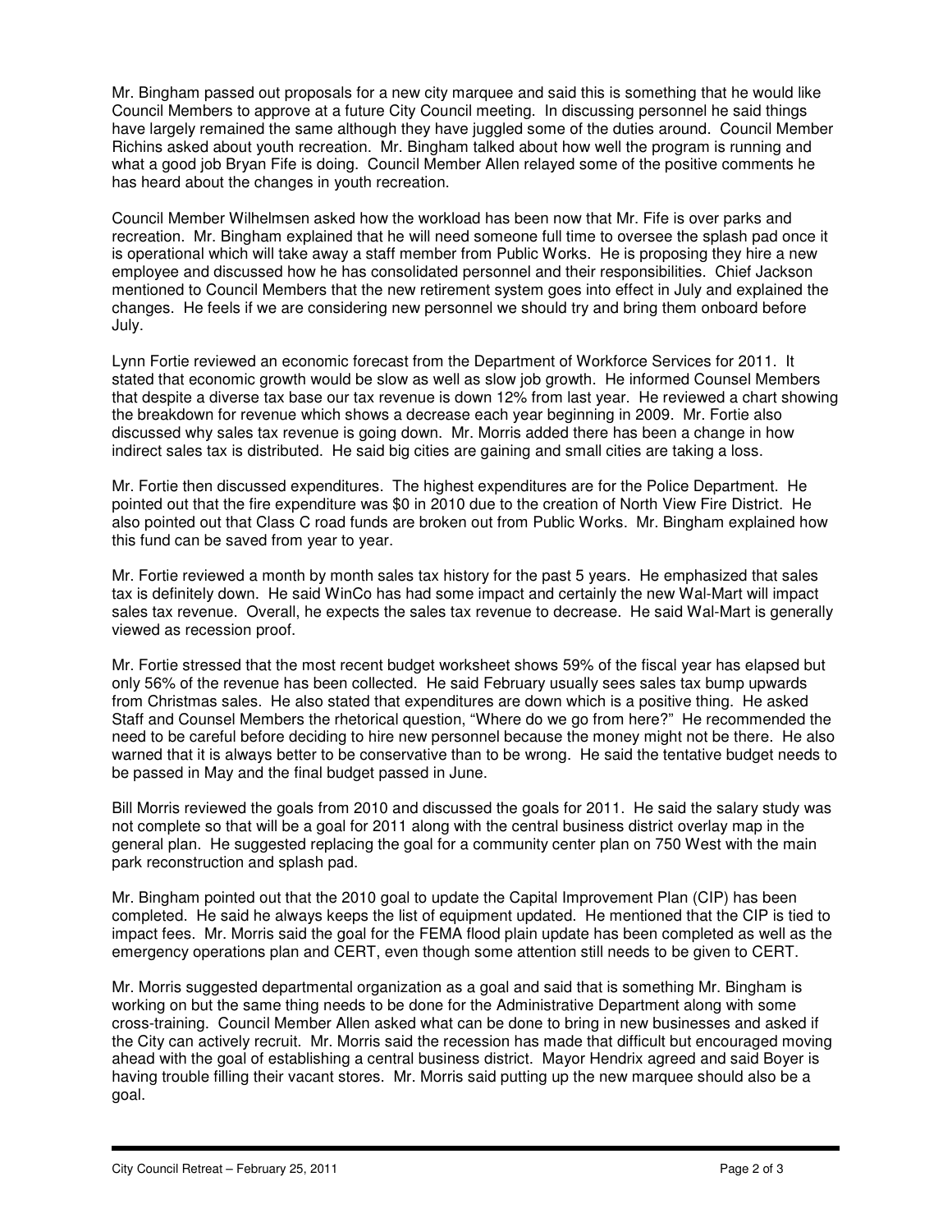Mr. Bingham passed out proposals for a new city marquee and said this is something that he would like Council Members to approve at a future City Council meeting. In discussing personnel he said things have largely remained the same although they have juggled some of the duties around. Council Member Richins asked about youth recreation. Mr. Bingham talked about how well the program is running and what a good job Bryan Fife is doing. Council Member Allen relayed some of the positive comments he has heard about the changes in youth recreation.

Council Member Wilhelmsen asked how the workload has been now that Mr. Fife is over parks and recreation. Mr. Bingham explained that he will need someone full time to oversee the splash pad once it is operational which will take away a staff member from Public Works. He is proposing they hire a new employee and discussed how he has consolidated personnel and their responsibilities. Chief Jackson mentioned to Council Members that the new retirement system goes into effect in July and explained the changes. He feels if we are considering new personnel we should try and bring them onboard before July.

Lynn Fortie reviewed an economic forecast from the Department of Workforce Services for 2011. It stated that economic growth would be slow as well as slow job growth. He informed Counsel Members that despite a diverse tax base our tax revenue is down 12% from last year. He reviewed a chart showing the breakdown for revenue which shows a decrease each year beginning in 2009. Mr. Fortie also discussed why sales tax revenue is going down. Mr. Morris added there has been a change in how indirect sales tax is distributed. He said big cities are gaining and small cities are taking a loss.

Mr. Fortie then discussed expenditures. The highest expenditures are for the Police Department. He pointed out that the fire expenditure was $0 in 2010 due to the creation of North View Fire District. He also pointed out that Class C road funds are broken out from Public Works. Mr. Bingham explained how this fund can be saved from year to year.

Mr. Fortie reviewed a month by month sales tax history for the past 5 years. He emphasized that sales tax is definitely down. He said WinCo has had some impact and certainly the new Wal-Mart will impact sales tax revenue. Overall, he expects the sales tax revenue to decrease. He said Wal-Mart is generally viewed as recession proof.

Mr. Fortie stressed that the most recent budget worksheet shows 59% of the fiscal year has elapsed but only 56% of the revenue has been collected. He said February usually sees sales tax bump upwards from Christmas sales. He also stated that expenditures are down which is a positive thing. He asked Staff and Counsel Members the rhetorical question, "Where do we go from here?" He recommended the need to be careful before deciding to hire new personnel because the money might not be there. He also warned that it is always better to be conservative than to be wrong. He said the tentative budget needs to be passed in May and the final budget passed in June.

Bill Morris reviewed the goals from 2010 and discussed the goals for 2011. He said the salary study was not complete so that will be a goal for 2011 along with the central business district overlay map in the general plan. He suggested replacing the goal for a community center plan on 750 West with the main park reconstruction and splash pad.

Mr. Bingham pointed out that the 2010 goal to update the Capital Improvement Plan (CIP) has been completed. He said he always keeps the list of equipment updated. He mentioned that the CIP is tied to impact fees. Mr. Morris said the goal for the FEMA flood plain update has been completed as well as the emergency operations plan and CERT, even though some attention still needs to be given to CERT.

Mr. Morris suggested departmental organization as a goal and said that is something Mr. Bingham is working on but the same thing needs to be done for the Administrative Department along with some cross-training. Council Member Allen asked what can be done to bring in new businesses and asked if the City can actively recruit. Mr. Morris said the recession has made that difficult but encouraged moving ahead with the goal of establishing a central business district. Mayor Hendrix agreed and said Boyer is having trouble filling their vacant stores. Mr. Morris said putting up the new marquee should also be a goal.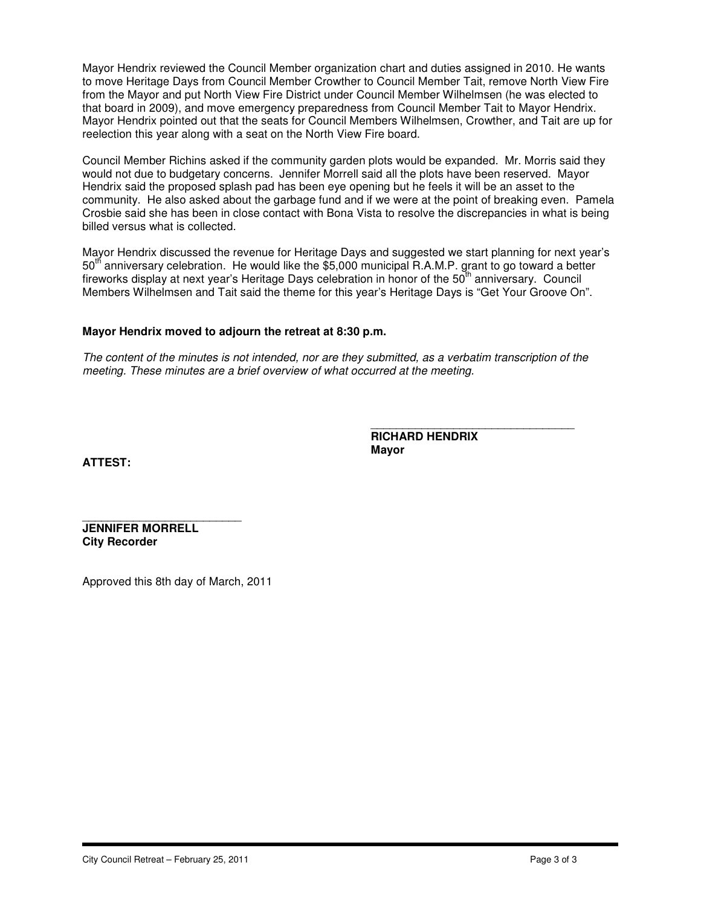Mayor Hendrix reviewed the Council Member organization chart and duties assigned in 2010. He wants to move Heritage Days from Council Member Crowther to Council Member Tait, remove North View Fire from the Mayor and put North View Fire District under Council Member Wilhelmsen (he was elected to that board in 2009), and move emergency preparedness from Council Member Tait to Mayor Hendrix. Mayor Hendrix pointed out that the seats for Council Members Wilhelmsen, Crowther, and Tait are up for reelection this year along with a seat on the North View Fire board.

Council Member Richins asked if the community garden plots would be expanded. Mr. Morris said they would not due to budgetary concerns. Jennifer Morrell said all the plots have been reserved. Mayor Hendrix said the proposed splash pad has been eye opening but he feels it will be an asset to the community. He also asked about the garbage fund and if we were at the point of breaking even. Pamela Crosbie said she has been in close contact with Bona Vista to resolve the discrepancies in what is being billed versus what is collected.

Mayor Hendrix discussed the revenue for Heritage Days and suggested we start planning for next year's 50th anniversary celebration. He would like the $5,000 municipal R.A.M.P. grant to go toward a better fireworks display at next year's Heritage Days celebration in honor of the 50th anniversary. Council Members Wilhelmsen and Tait said the theme for this year's Heritage Days is "Get Your Groove On".

**Mayor Hendrix moved to adjourn the retreat at 8:30 p.m.**

*The content of the minutes is not intended, nor are they submitted, as a verbatim transcription of the meeting. These minutes are a brief overview of what occurred at the meeting.*

\_\_\_\_\_\_\_\_\_\_\_\_\_\_\_\_\_\_\_\_\_\_\_\_\_\_\_\_\_\_\_\_
**RICHARD HENDRIX**
**Mayor**

**ATTEST:**

\_\_\_\_\_\_\_\_\_\_\_\_\_\_\_\_\_\_\_\_\_\_\_\_\_
**JENNIFER MORRELL**
**City Recorder**

Approved this 8th day of March, 2011